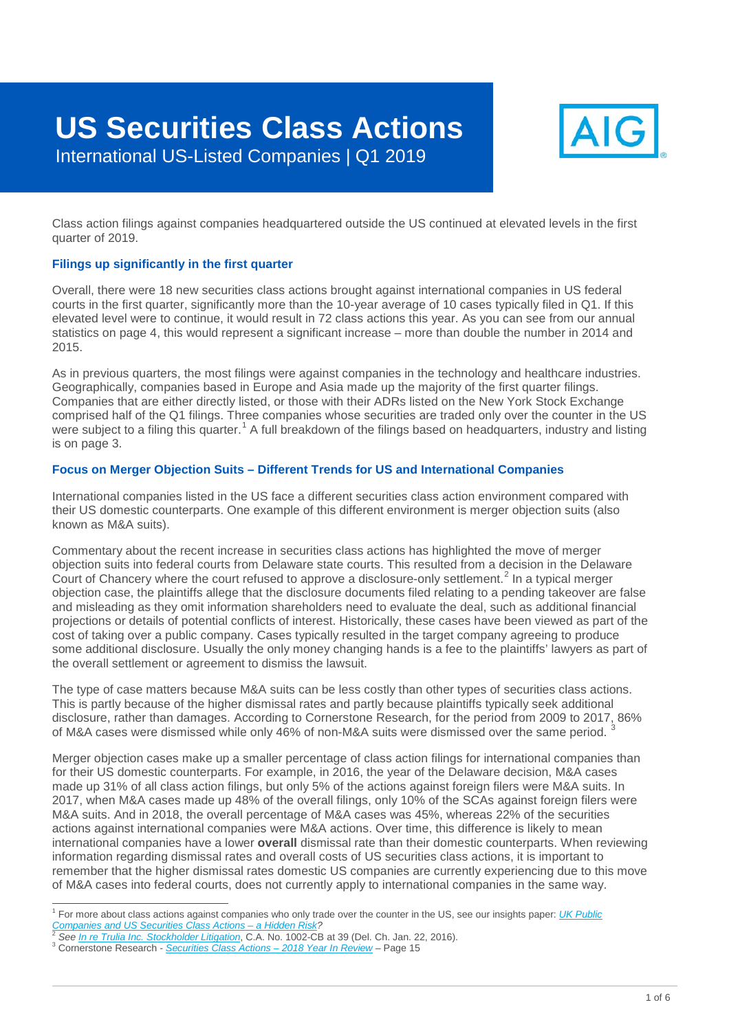# US Securities Class Actions

International US-Listed Companies | Q1 2019

Class action filings against companies headquartered outside the US continued at elevated levels in the first quarter of 2019.

### Filings up significantly in the first quarter

Overall, there were 18 new securities class actions brought against international companies in US federal courts in the first quarter, significantly more than the 10-year average of 10 cases typically filed in Q1. If this elevated level were to continue, it would result in 72 class actions this year. As you can see from our annual statistics on page 4, this would represent a significant increase – more than double the number in 2014 and 2015.

As in previous quarters, the most filings were against companies in the technology and healthcare industries. Geographically, companies based in Europe and Asia made up the majority of the first quarter filings. Companies that are either directly listed, or those with their ADRs listed on the New York Stock Exchange comprised half of the Q1 filings. Three companies whose securities are traded only over the counter in the US were subject to a filing this quarter.[1] A full breakdown of the filings based on headquarters, industry and listing is on page 3.

### Focus on Merger Objection Suits – Different Trends for US and International Companies

International companies listed in the US face a different securities class action environment compared with their US domestic counterparts. One example of this different environment is merger objection suits (also known as M&A suits).

Commentary about the recent increase in securities class actions has highlighted the move of merger objection suits into federal courts from Delaware state courts. This resulted from a decision in the Delaware Court of Chancery where the court refused to approve a disclosure-only settlement.[2] In a typical merger objection case, the plaintiffs allege that the disclosure documents filed relating to a pending takeover are false and misleading as they omit information shareholders need to evaluate the deal, such as additional financial projections or details of potential conflicts of interest. Historically, these cases have been viewed as part of the cost of taking over a public company. Cases typically resulted in the target company agreeing to produce some additional disclosure. Usually the only money changing hands is a fee to the plaintiffs' lawyers as part of the overall settlement or agreement to dismiss the lawsuit.

The type of case matters because M&A suits can be less costly than other types of securities class actions. This is partly because of the higher dismissal rates and partly because plaintiffs typically seek additional disclosure, rather than damages. According to Cornerstone Research, for the period from 2009 to 2017, 86% of M&A cases were dismissed while only 46% of non-M&A suits were dismissed over the same period.[3]

Merger objection cases make up a smaller percentage of class action filings for international companies than for their US domestic counterparts. For example, in 2016, the year of the Delaware decision, M&A cases made up 31% of all class action filings, but only 5% of the actions against foreign filers were M&A suits. In 2017, when M&A cases made up 48% of the overall filings, only 10% of the SCAs against foreign filers were M&A suits. And in 2018, the overall percentage of M&A cases was 45%, whereas 22% of the securities actions against international companies were M&A actions. Over time, this difference is likely to mean international companies have a lower **overall** dismissal rate than their domestic counterparts. When reviewing information regarding dismissal rates and overall costs of US securities class actions, it is important to remember that the higher dismissal rates domestic US companies are currently experiencing due to this move of M&A cases into federal courts, does not currently apply to international companies in the same way.

---

[1] For more about class actions against companies who only trade over the counter in the US, see our insights paper: *UK Public Companies and US Securities Class Actions – a Hidden Risk?*

[2] *See In re Trulia Inc. Stockholder Litigation*, C.A. No. 1002-CB at 39 (Del. Ch. Jan. 22, 2016).

[3] Cornerstone Research - *Securities Class Actions – 2018 Year In Review* – Page 15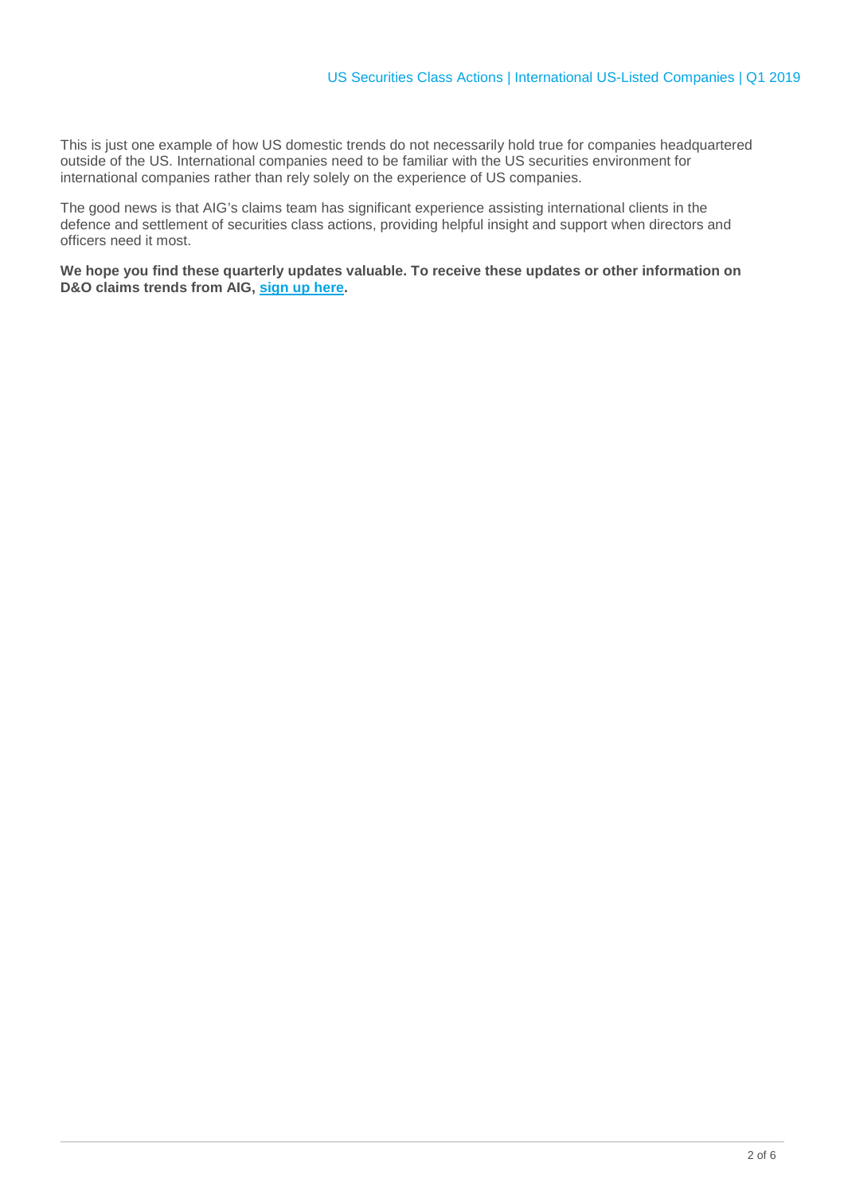This is just one example of how US domestic trends do not necessarily hold true for companies headquartered outside of the US. International companies need to be familiar with the US securities environment for international companies rather than rely solely on the experience of US companies.

The good news is that AIG's claims team has significant experience assisting international clients in the defence and settlement of securities class actions, providing helpful insight and support when directors and officers need it most.

**We hope you find these quarterly updates valuable. To receive these updates or other information on D&O claims trends from AIG, sign up here.**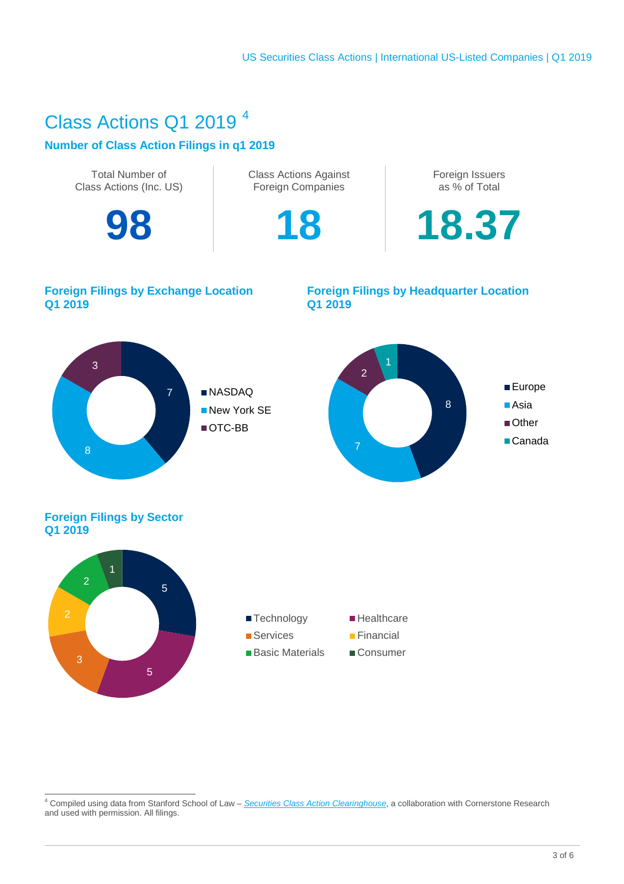# Class Actions Q1 2019 [4]

### Number of Class Action Filings in q1 2019

| Total Number of Class Actions (Inc. US) | Class Actions Against Foreign Companies | Foreign Issuers as % of Total |
|---|---|---|
| **98** | **18** | **18.37** |

### Foreign Filings by Exchange Location Q1 2019

| Exchange | Filings |
|---|---|
| NASDAQ | 7 |
| New York SE | 8 |
| OTC-BB | 3 |

### Foreign Filings by Headquarter Location Q1 2019

| Headquarter Location | Filings |
|---|---|
| Europe | 8 |
| Asia | 7 |
| Other | 2 |
| Canada | 1 |

### Foreign Filings by Sector Q1 2019

| Sector | Filings |
|---|---|
| Technology | 5 |
| Healthcare | 5 |
| Services | 3 |
| Financial | 2 |
| Basic Materials | 2 |
| Consumer | 1 |

[4] Compiled using data from Stanford School of Law – *Securities Class Action Clearinghouse*, a collaboration with Cornerstone Research and used with permission. All filings.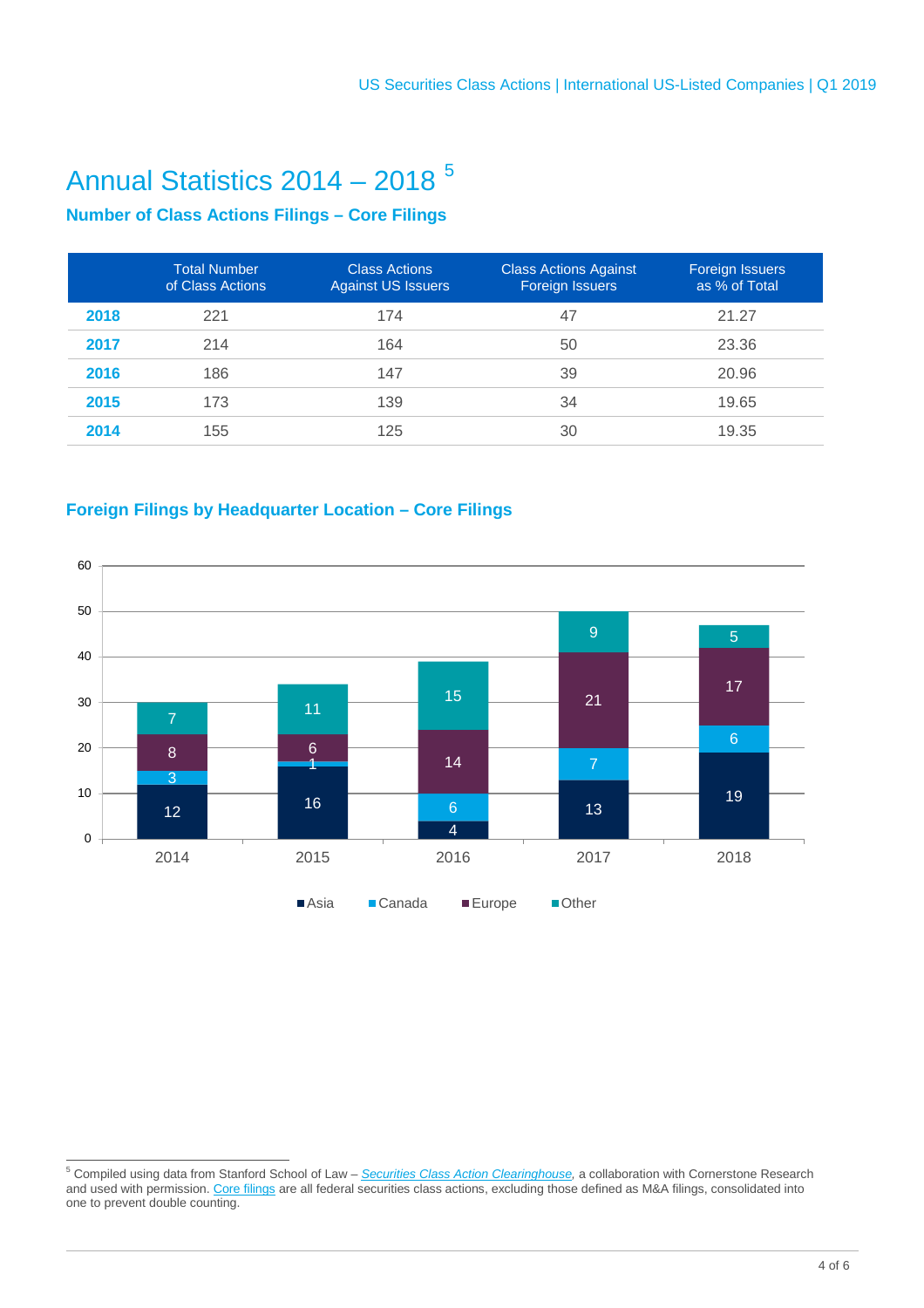# Annual Statistics 2014 – 2018 [5]

### Number of Class Actions Filings – Core Filings

| | Total Number of Class Actions | Class Actions Against US Issuers | Class Actions Against Foreign Issuers | Foreign Issuers as % of Total |
|---|---|---|---|---|
| **2018** | 221 | 174 | 47 | 21.27 |
| **2017** | 214 | 164 | 50 | 23.36 |
| **2016** | 186 | 147 | 39 | 20.96 |
| **2015** | 173 | 139 | 34 | 19.65 |
| **2014** | 155 | 125 | 30 | 19.35 |

### Foreign Filings by Headquarter Location – Core Filings

| | Asia | Canada | Europe | Other |
|---|---|---|---|---|
| 2014 | 12 | 3 | 8 | 7 |
| 2015 | 16 | 1 | 6 | 11 |
| 2016 | 4 | 6 | 14 | 15 |
| 2017 | 13 | 7 | 21 | 9 |
| 2018 | 19 | 6 | 17 | 5 |

[5] Compiled using data from Stanford School of Law – *Securities Class Action Clearinghouse,* a collaboration with Cornerstone Research and used with permission. Core filings are all federal securities class actions, excluding those defined as M&A filings, consolidated into one to prevent double counting.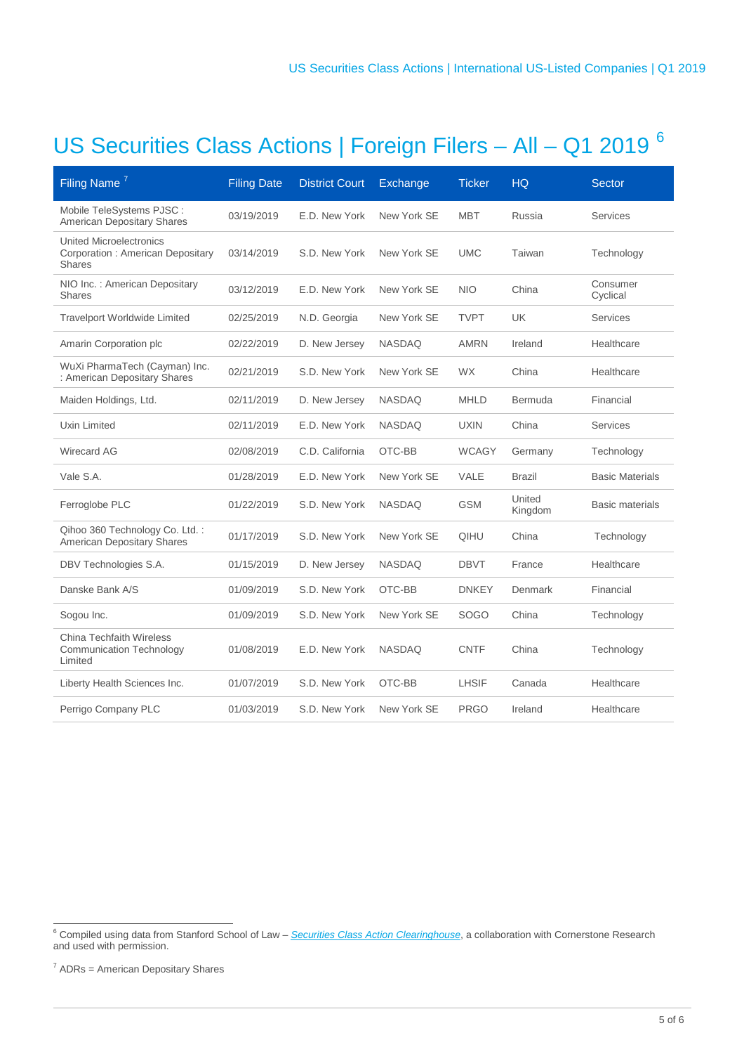# US Securities Class Actions | Foreign Filers – All – Q1 2019 [6]

| Filing Name [7] | Filing Date | District Court | Exchange | Ticker | HQ | Sector |
|---|---|---|---|---|---|---|
| Mobile TeleSystems PJSC : American Depositary Shares | 03/19/2019 | E.D. New York | New York SE | MBT | Russia | Services |
| United Microelectronics Corporation : American Depositary Shares | 03/14/2019 | S.D. New York | New York SE | UMC | Taiwan | Technology |
| NIO Inc. : American Depositary Shares | 03/12/2019 | E.D. New York | New York SE | NIO | China | Consumer Cyclical |
| Travelport Worldwide Limited | 02/25/2019 | N.D. Georgia | New York SE | TVPT | UK | Services |
| Amarin Corporation plc | 02/22/2019 | D. New Jersey | NASDAQ | AMRN | Ireland | Healthcare |
| WuXi PharmaTech (Cayman) Inc. : American Depositary Shares | 02/21/2019 | S.D. New York | New York SE | WX | China | Healthcare |
| Maiden Holdings, Ltd. | 02/11/2019 | D. New Jersey | NASDAQ | MHLD | Bermuda | Financial |
| Uxin Limited | 02/11/2019 | E.D. New York | NASDAQ | UXIN | China | Services |
| Wirecard AG | 02/08/2019 | C.D. California | OTC-BB | WCAGY | Germany | Technology |
| Vale S.A. | 01/28/2019 | E.D. New York | New York SE | VALE | Brazil | Basic Materials |
| Ferroglobe PLC | 01/22/2019 | S.D. New York | NASDAQ | GSM | United Kingdom | Basic materials |
| Qihoo 360 Technology Co. Ltd. : American Depositary Shares | 01/17/2019 | S.D. New York | New York SE | QIHU | China | Technology |
| DBV Technologies S.A. | 01/15/2019 | D. New Jersey | NASDAQ | DBVT | France | Healthcare |
| Danske Bank A/S | 01/09/2019 | S.D. New York | OTC-BB | DNKEY | Denmark | Financial |
| Sogou Inc. | 01/09/2019 | S.D. New York | New York SE | SOGO | China | Technology |
| China Techfaith Wireless Communication Technology Limited | 01/08/2019 | E.D. New York | NASDAQ | CNTF | China | Technology |
| Liberty Health Sciences Inc. | 01/07/2019 | S.D. New York | OTC-BB | LHSIF | Canada | Healthcare |
| Perrigo Company PLC | 01/03/2019 | S.D. New York | New York SE | PRGO | Ireland | Healthcare |

[6] Compiled using data from Stanford School of Law – *Securities Class Action Clearinghouse*, a collaboration with Cornerstone Research and used with permission.

[7] ADRs = American Depositary Shares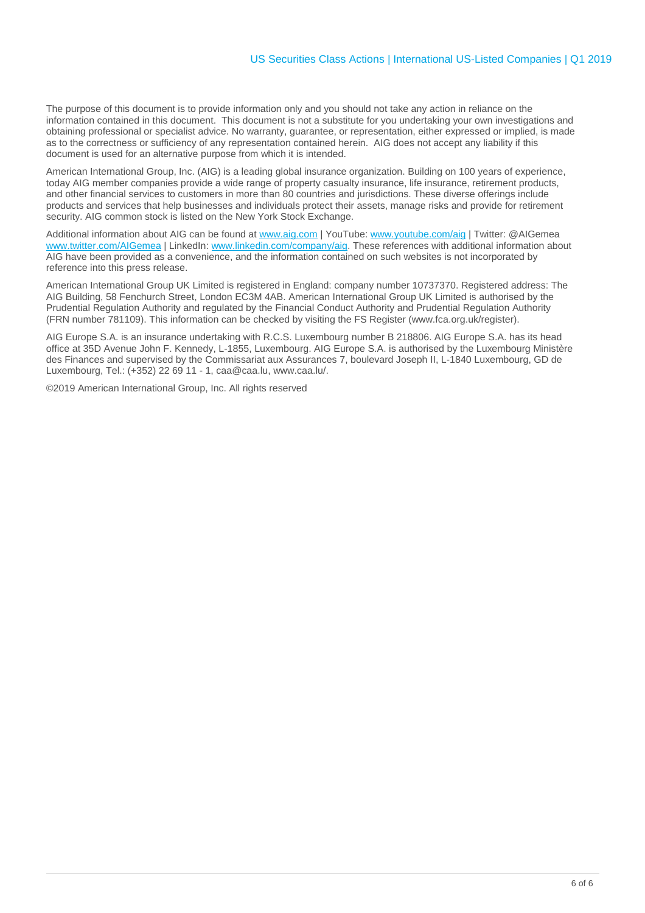The purpose of this document is to provide information only and you should not take any action in reliance on the information contained in this document. This document is not a substitute for you undertaking your own investigations and obtaining professional or specialist advice. No warranty, guarantee, or representation, either expressed or implied, is made as to the correctness or sufficiency of any representation contained herein. AIG does not accept any liability if this document is used for an alternative purpose from which it is intended.

American International Group, Inc. (AIG) is a leading global insurance organization. Building on 100 years of experience, today AIG member companies provide a wide range of property casualty insurance, life insurance, retirement products, and other financial services to customers in more than 80 countries and jurisdictions. These diverse offerings include products and services that help businesses and individuals protect their assets, manage risks and provide for retirement security. AIG common stock is listed on the New York Stock Exchange.

Additional information about AIG can be found at [www.aig.com](http://www.aig.com) | YouTube: [www.youtube.com/aig](http://www.youtube.com/aig) | Twitter: @AIGemea [www.twitter.com/AIGemea](http://www.twitter.com/AIGemea) | LinkedIn: [www.linkedin.com/company/aig](http://www.linkedin.com/company/aig). These references with additional information about AIG have been provided as a convenience, and the information contained on such websites is not incorporated by reference into this press release.

American International Group UK Limited is registered in England: company number 10737370. Registered address: The AIG Building, 58 Fenchurch Street, London EC3M 4AB. American International Group UK Limited is authorised by the Prudential Regulation Authority and regulated by the Financial Conduct Authority and Prudential Regulation Authority (FRN number 781109). This information can be checked by visiting the FS Register (www.fca.org.uk/register).

AIG Europe S.A. is an insurance undertaking with R.C.S. Luxembourg number B 218806. AIG Europe S.A. has its head office at 35D Avenue John F. Kennedy, L-1855, Luxembourg. AIG Europe S.A. is authorised by the Luxembourg Ministère des Finances and supervised by the Commissariat aux Assurances 7, boulevard Joseph II, L-1840 Luxembourg, GD de Luxembourg, Tel.: (+352) 22 69 11 - 1, caa@caa.lu, www.caa.lu/.

©2019 American International Group, Inc. All rights reserved